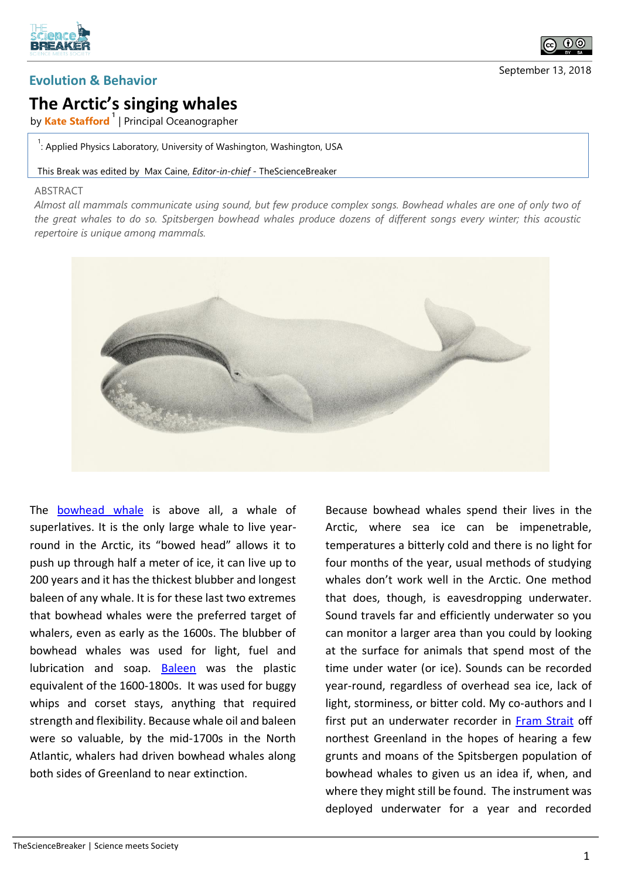Evolution & Behavior

# The Arctic's singing whales

by **Kate Stafford**[1] | Principal Oceanographer

[1]: Applied Physics Laboratory, University of Washington, Washington, USA

This Break was edited by Max Caine, *Editor-in-chief* - TheScienceBreaker

September 13, 2018

ABSTRACT

*Almost all mammals communicate using sound, but few produce complex songs. Bowhead whales are one of only two of the great whales to do so. Spitsbergen bowhead whales produce dozens of different songs every winter; this acoustic repertoire is unique among mammals.*

The bowhead whale is above all, a whale of superlatives. It is the only large whale to live year-round in the Arctic, its "bowed head" allows it to push up through half a meter of ice, it can live up to 200 years and it has the thickest blubber and longest baleen of any whale. It is for these last two extremes that bowhead whales were the preferred target of whalers, even as early as the 1600s. The blubber of bowhead whales was used for light, fuel and lubrication and soap. Baleen was the plastic equivalent of the 1600-1800s. It was used for buggy whips and corset stays, anything that required strength and flexibility. Because whale oil and baleen were so valuable, by the mid-1700s in the North Atlantic, whalers had driven bowhead whales along both sides of Greenland to near extinction.

Because bowhead whales spend their lives in the Arctic, where sea ice can be impenetrable, temperatures a bitterly cold and there is no light for four months of the year, usual methods of studying whales don't work well in the Arctic. One method that does, though, is eavesdropping underwater. Sound travels far and efficiently underwater so you can monitor a larger area than you could by looking at the surface for animals that spend most of the time under water (or ice). Sounds can be recorded year-round, regardless of overhead sea ice, lack of light, storminess, or bitter cold. My co-authors and I first put an underwater recorder in Fram Strait off northeast Greenland in the hopes of hearing a few grunts and moans of the Spitsbergen population of bowhead whales to given us an idea if, when, and where they might still be found. The instrument was deployed underwater for a year and recorded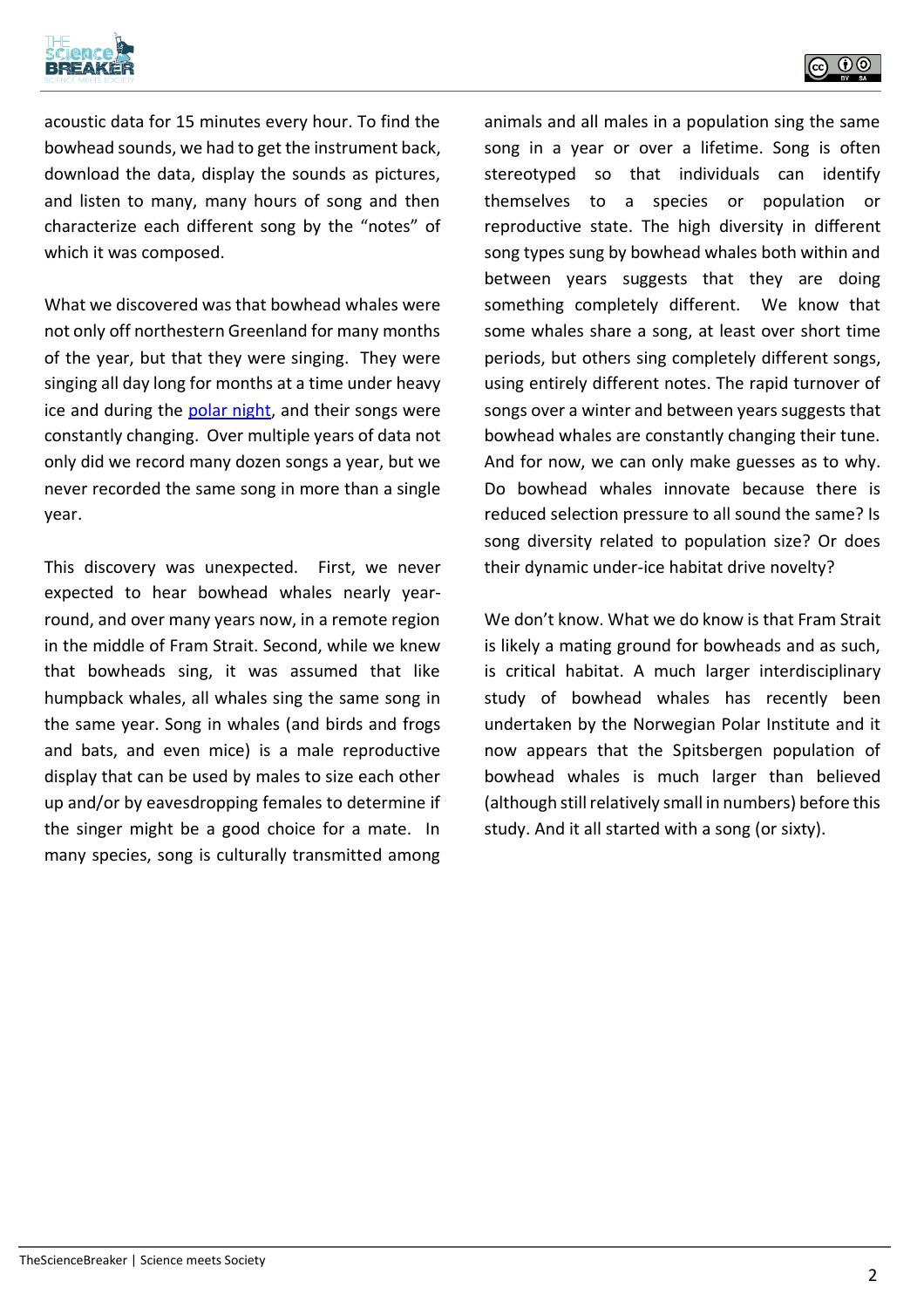acoustic data for 15 minutes every hour. To find the bowhead sounds, we had to get the instrument back, download the data, display the sounds as pictures, and listen to many, many hours of song and then characterize each different song by the "notes" of which it was composed.

What we discovered was that bowhead whales were not only off northestern Greenland for many months of the year, but that they were singing. They were singing all day long for months at a time under heavy ice and during the polar night, and their songs were constantly changing. Over multiple years of data not only did we record many dozen songs a year, but we never recorded the same song in more than a single year.

This discovery was unexpected. First, we never expected to hear bowhead whales nearly year-round, and over many years now, in a remote region in the middle of Fram Strait. Second, while we knew that bowheads sing, it was assumed that like humpback whales, all whales sing the same song in the same year. Song in whales (and birds and frogs and bats, and even mice) is a male reproductive display that can be used by males to size each other up and/or by eavesdropping females to determine if the singer might be a good choice for a mate. In many species, song is culturally transmitted among animals and all males in a population sing the same song in a year or over a lifetime. Song is often stereotyped so that individuals can identify themselves to a species or population or reproductive state. The high diversity in different song types sung by bowhead whales both within and between years suggests that they are doing something completely different. We know that some whales share a song, at least over short time periods, but others sing completely different songs, using entirely different notes. The rapid turnover of songs over a winter and between years suggests that bowhead whales are constantly changing their tune. And for now, we can only make guesses as to why. Do bowhead whales innovate because there is reduced selection pressure to all sound the same? Is song diversity related to population size? Or does their dynamic under-ice habitat drive novelty?

We don't know. What we do know is that Fram Strait is likely a mating ground for bowheads and as such, is critical habitat. A much larger interdisciplinary study of bowhead whales has recently been undertaken by the Norwegian Polar Institute and it now appears that the Spitsbergen population of bowhead whales is much larger than believed (although still relatively small in numbers) before this study. And it all started with a song (or sixty).